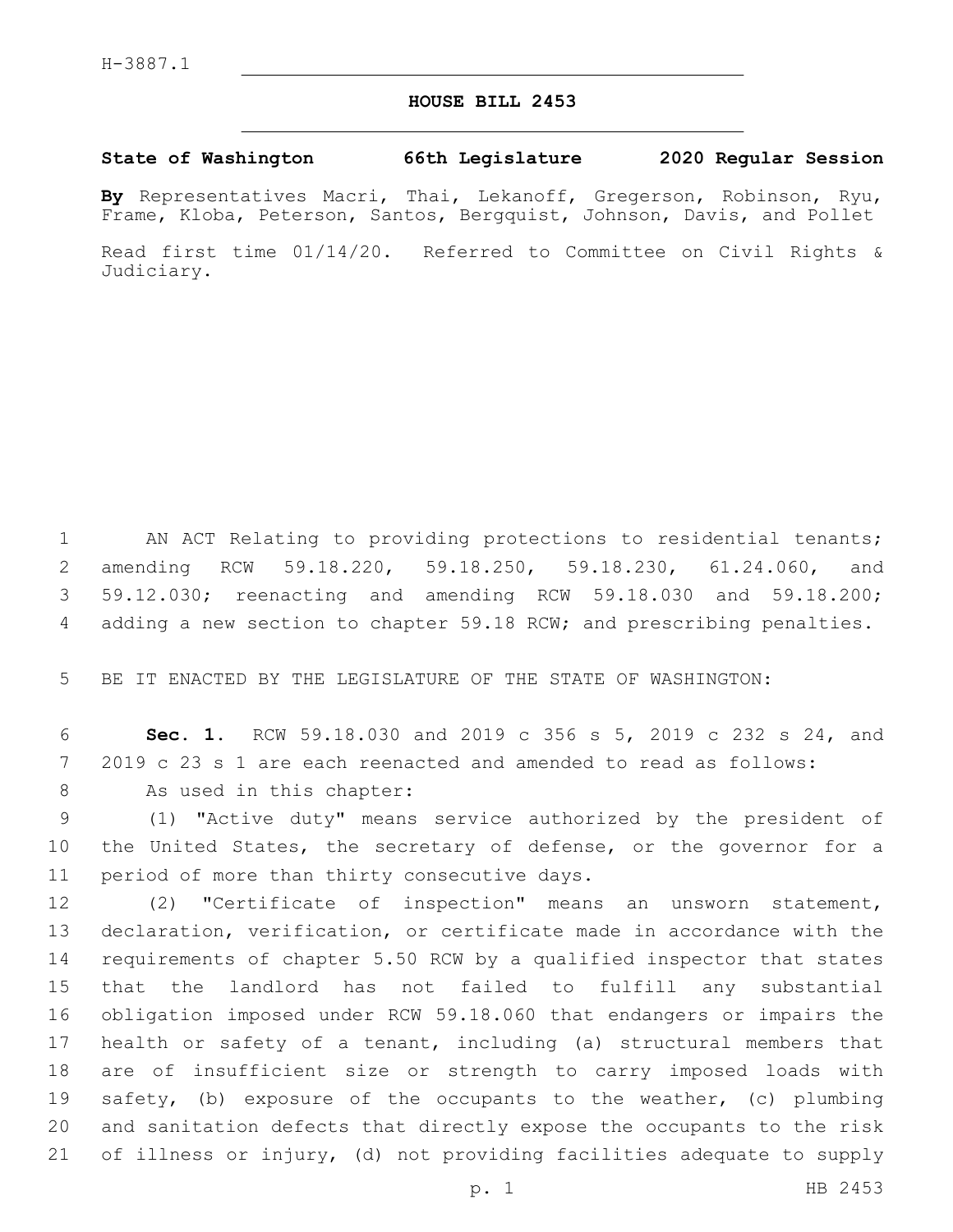H-3887.1

# HOUSE BILL 2453

**State of Washington 66th Legislature 2020 Regular Session**

**By** Representatives Macri, Thai, Lekanoff, Gregerson, Robinson, Ryu, Frame, Kloba, Peterson, Santos, Bergquist, Johnson, Davis, and Pollet

Read first time 01/14/20. Referred to Committee on Civil Rights & Judiciary.

AN ACT Relating to providing protections to residential tenants; amending RCW 59.18.220, 59.18.250, 59.18.230, 61.24.060, and 59.12.030; reenacting and amending RCW 59.18.030 and 59.18.200; adding a new section to chapter 59.18 RCW; and prescribing penalties.

BE IT ENACTED BY THE LEGISLATURE OF THE STATE OF WASHINGTON:

**Sec. 1.** RCW 59.18.030 and 2019 c 356 s 5, 2019 c 232 s 24, and 2019 c 23 s 1 are each reenacted and amended to read as follows:

As used in this chapter:

(1) "Active duty" means service authorized by the president of the United States, the secretary of defense, or the governor for a period of more than thirty consecutive days.

(2) "Certificate of inspection" means an unsworn statement, declaration, verification, or certificate made in accordance with the requirements of chapter 5.50 RCW by a qualified inspector that states that the landlord has not failed to fulfill any substantial obligation imposed under RCW 59.18.060 that endangers or impairs the health or safety of a tenant, including (a) structural members that are of insufficient size or strength to carry imposed loads with safety, (b) exposure of the occupants to the weather, (c) plumbing and sanitation defects that directly expose the occupants to the risk of illness or injury, (d) not providing facilities adequate to supply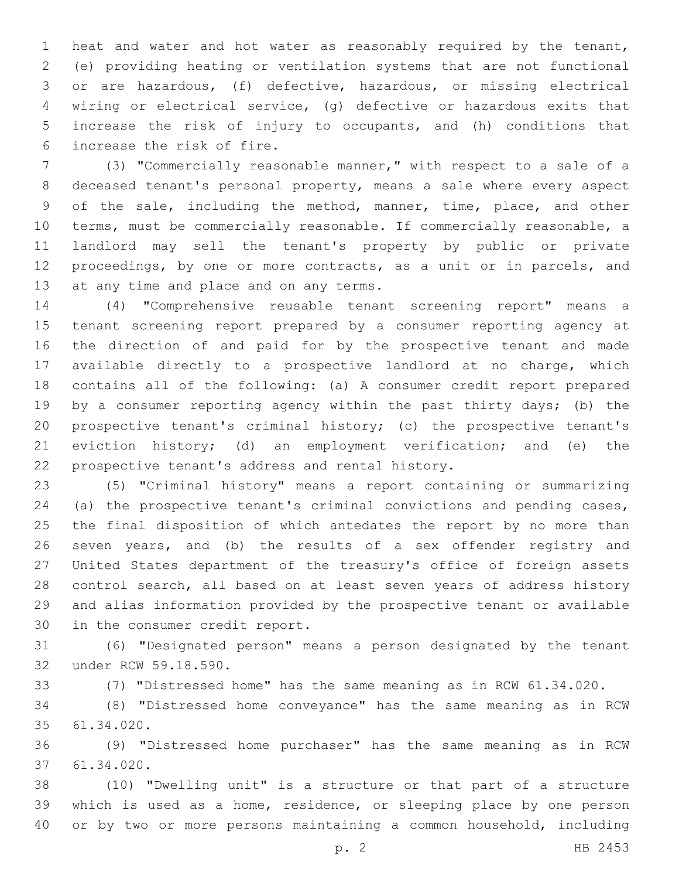heat and water and hot water as reasonably required by the tenant, (e) providing heating or ventilation systems that are not functional or are hazardous, (f) defective, hazardous, or missing electrical wiring or electrical service, (g) defective or hazardous exits that increase the risk of injury to occupants, and (h) conditions that increase the risk of fire.

(3) "Commercially reasonable manner," with respect to a sale of a deceased tenant's personal property, means a sale where every aspect of the sale, including the method, manner, time, place, and other terms, must be commercially reasonable. If commercially reasonable, a landlord may sell the tenant's property by public or private proceedings, by one or more contracts, as a unit or in parcels, and at any time and place and on any terms.

(4) "Comprehensive reusable tenant screening report" means a tenant screening report prepared by a consumer reporting agency at the direction of and paid for by the prospective tenant and made available directly to a prospective landlord at no charge, which contains all of the following: (a) A consumer credit report prepared by a consumer reporting agency within the past thirty days; (b) the prospective tenant's criminal history; (c) the prospective tenant's eviction history; (d) an employment verification; and (e) the prospective tenant's address and rental history.

(5) "Criminal history" means a report containing or summarizing (a) the prospective tenant's criminal convictions and pending cases, the final disposition of which antedates the report by no more than seven years, and (b) the results of a sex offender registry and United States department of the treasury's office of foreign assets control search, all based on at least seven years of address history and alias information provided by the prospective tenant or available in the consumer credit report.

(6) "Designated person" means a person designated by the tenant under RCW 59.18.590.

(7) "Distressed home" has the same meaning as in RCW 61.34.020.

(8) "Distressed home conveyance" has the same meaning as in RCW 61.34.020.

(9) "Distressed home purchaser" has the same meaning as in RCW 61.34.020.

(10) "Dwelling unit" is a structure or that part of a structure which is used as a home, residence, or sleeping place by one person or by two or more persons maintaining a common household, including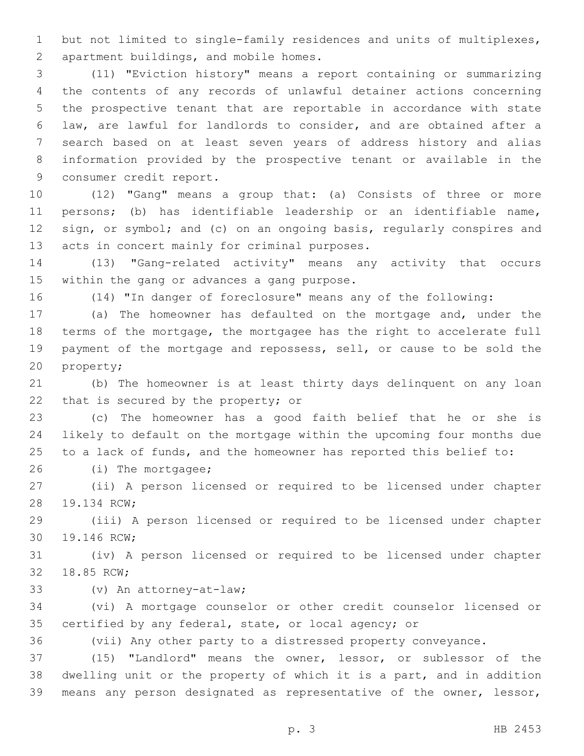but not limited to single-family residences and units of multiplexes, apartment buildings, and mobile homes.

(11) "Eviction history" means a report containing or summarizing the contents of any records of unlawful detainer actions concerning the prospective tenant that are reportable in accordance with state law, are lawful for landlords to consider, and are obtained after a search based on at least seven years of address history and alias information provided by the prospective tenant or available in the consumer credit report.

(12) "Gang" means a group that: (a) Consists of three or more persons; (b) has identifiable leadership or an identifiable name, sign, or symbol; and (c) on an ongoing basis, regularly conspires and acts in concert mainly for criminal purposes.

(13) "Gang-related activity" means any activity that occurs within the gang or advances a gang purpose.

(14) "In danger of foreclosure" means any of the following:

(a) The homeowner has defaulted on the mortgage and, under the terms of the mortgage, the mortgagee has the right to accelerate full payment of the mortgage and repossess, sell, or cause to be sold the property;

(b) The homeowner is at least thirty days delinquent on any loan that is secured by the property; or

(c) The homeowner has a good faith belief that he or she is likely to default on the mortgage within the upcoming four months due to a lack of funds, and the homeowner has reported this belief to:

(i) The mortgagee;

(ii) A person licensed or required to be licensed under chapter 19.134 RCW;

(iii) A person licensed or required to be licensed under chapter 19.146 RCW;

(iv) A person licensed or required to be licensed under chapter 18.85 RCW;

(v) An attorney-at-law;

(vi) A mortgage counselor or other credit counselor licensed or certified by any federal, state, or local agency; or

(vii) Any other party to a distressed property conveyance.

(15) "Landlord" means the owner, lessor, or sublessor of the dwelling unit or the property of which it is a part, and in addition means any person designated as representative of the owner, lessor,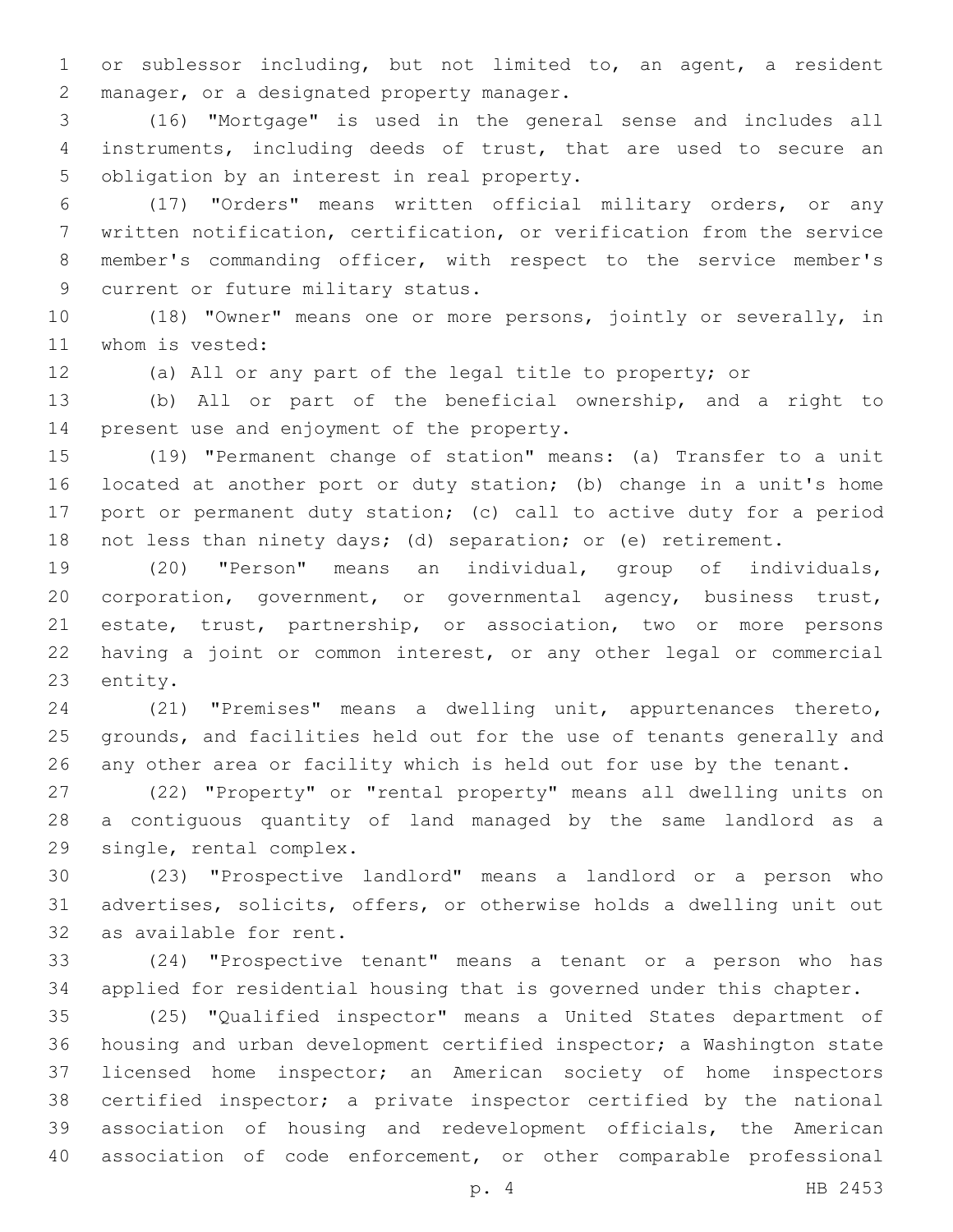or sublessor including, but not limited to, an agent, a resident manager, or a designated property manager.

(16) "Mortgage" is used in the general sense and includes all instruments, including deeds of trust, that are used to secure an obligation by an interest in real property.

(17) "Orders" means written official military orders, or any written notification, certification, or verification from the service member's commanding officer, with respect to the service member's current or future military status.

(18) "Owner" means one or more persons, jointly or severally, in whom is vested:

(a) All or any part of the legal title to property; or

(b) All or part of the beneficial ownership, and a right to present use and enjoyment of the property.

(19) "Permanent change of station" means: (a) Transfer to a unit located at another port or duty station; (b) change in a unit's home port or permanent duty station; (c) call to active duty for a period not less than ninety days; (d) separation; or (e) retirement.

(20) "Person" means an individual, group of individuals, corporation, government, or governmental agency, business trust, estate, trust, partnership, or association, two or more persons having a joint or common interest, or any other legal or commercial entity.

(21) "Premises" means a dwelling unit, appurtenances thereto, grounds, and facilities held out for the use of tenants generally and any other area or facility which is held out for use by the tenant.

(22) "Property" or "rental property" means all dwelling units on a contiguous quantity of land managed by the same landlord as a single, rental complex.

(23) "Prospective landlord" means a landlord or a person who advertises, solicits, offers, or otherwise holds a dwelling unit out as available for rent.

(24) "Prospective tenant" means a tenant or a person who has applied for residential housing that is governed under this chapter.

(25) "Qualified inspector" means a United States department of housing and urban development certified inspector; a Washington state licensed home inspector; an American society of home inspectors certified inspector; a private inspector certified by the national association of housing and redevelopment officials, the American association of code enforcement, or other comparable professional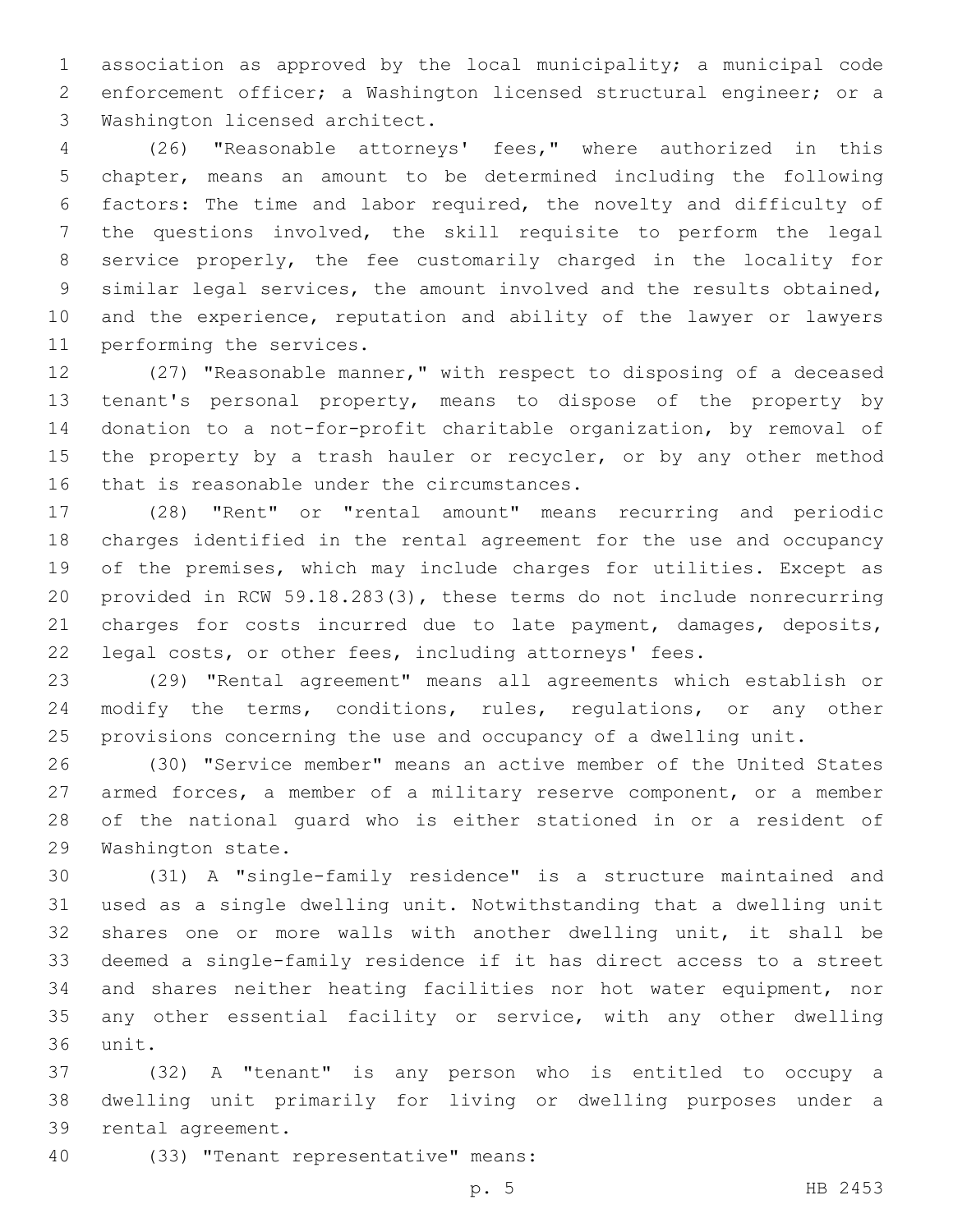association as approved by the local municipality; a municipal code enforcement officer; a Washington licensed structural engineer; or a Washington licensed architect.

(26) "Reasonable attorneys' fees," where authorized in this chapter, means an amount to be determined including the following factors: The time and labor required, the novelty and difficulty of the questions involved, the skill requisite to perform the legal service properly, the fee customarily charged in the locality for similar legal services, the amount involved and the results obtained, and the experience, reputation and ability of the lawyer or lawyers performing the services.

(27) "Reasonable manner," with respect to disposing of a deceased tenant's personal property, means to dispose of the property by donation to a not-for-profit charitable organization, by removal of the property by a trash hauler or recycler, or by any other method that is reasonable under the circumstances.

(28) "Rent" or "rental amount" means recurring and periodic charges identified in the rental agreement for the use and occupancy of the premises, which may include charges for utilities. Except as provided in RCW 59.18.283(3), these terms do not include nonrecurring charges for costs incurred due to late payment, damages, deposits, legal costs, or other fees, including attorneys' fees.

(29) "Rental agreement" means all agreements which establish or modify the terms, conditions, rules, regulations, or any other provisions concerning the use and occupancy of a dwelling unit.

(30) "Service member" means an active member of the United States armed forces, a member of a military reserve component, or a member of the national guard who is either stationed in or a resident of Washington state.

(31) A "single-family residence" is a structure maintained and used as a single dwelling unit. Notwithstanding that a dwelling unit shares one or more walls with another dwelling unit, it shall be deemed a single-family residence if it has direct access to a street and shares neither heating facilities nor hot water equipment, nor any other essential facility or service, with any other dwelling unit.

(32) A "tenant" is any person who is entitled to occupy a dwelling unit primarily for living or dwelling purposes under a rental agreement.

(33) "Tenant representative" means: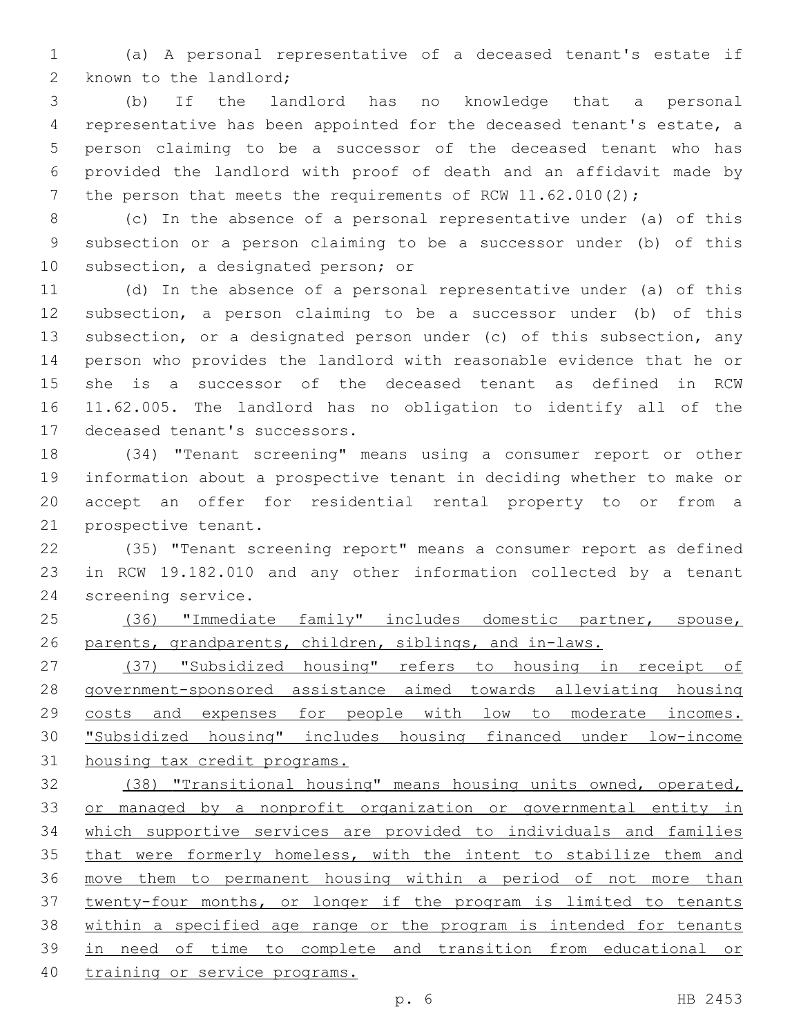(a) A personal representative of a deceased tenant's estate if known to the landlord;

(b) If the landlord has no knowledge that a personal representative has been appointed for the deceased tenant's estate, a person claiming to be a successor of the deceased tenant who has provided the landlord with proof of death and an affidavit made by the person that meets the requirements of RCW 11.62.010(2);

(c) In the absence of a personal representative under (a) of this subsection or a person claiming to be a successor under (b) of this subsection, a designated person; or

(d) In the absence of a personal representative under (a) of this subsection, a person claiming to be a successor under (b) of this subsection, or a designated person under (c) of this subsection, any person who provides the landlord with reasonable evidence that he or she is a successor of the deceased tenant as defined in RCW 11.62.005. The landlord has no obligation to identify all of the deceased tenant's successors.

(34) "Tenant screening" means using a consumer report or other information about a prospective tenant in deciding whether to make or accept an offer for residential rental property to or from a prospective tenant.

(35) "Tenant screening report" means a consumer report as defined in RCW 19.182.010 and any other information collected by a tenant screening service.

<u>(36) "Immediate family" includes domestic partner, spouse, parents, grandparents, children, siblings, and in-laws.</u>

<u>(37) "Subsidized housing" refers to housing in receipt of government-sponsored assistance aimed towards alleviating housing costs and expenses for people with low to moderate incomes. "Subsidized housing" includes housing financed under low-income housing tax credit programs.</u>

<u>(38) "Transitional housing" means housing units owned, operated, or managed by a nonprofit organization or governmental entity in which supportive services are provided to individuals and families that were formerly homeless, with the intent to stabilize them and move them to permanent housing within a period of not more than twenty-four months, or longer if the program is limited to tenants within a specified age range or the program is intended for tenants in need of time to complete and transition from educational or training or service programs.</u>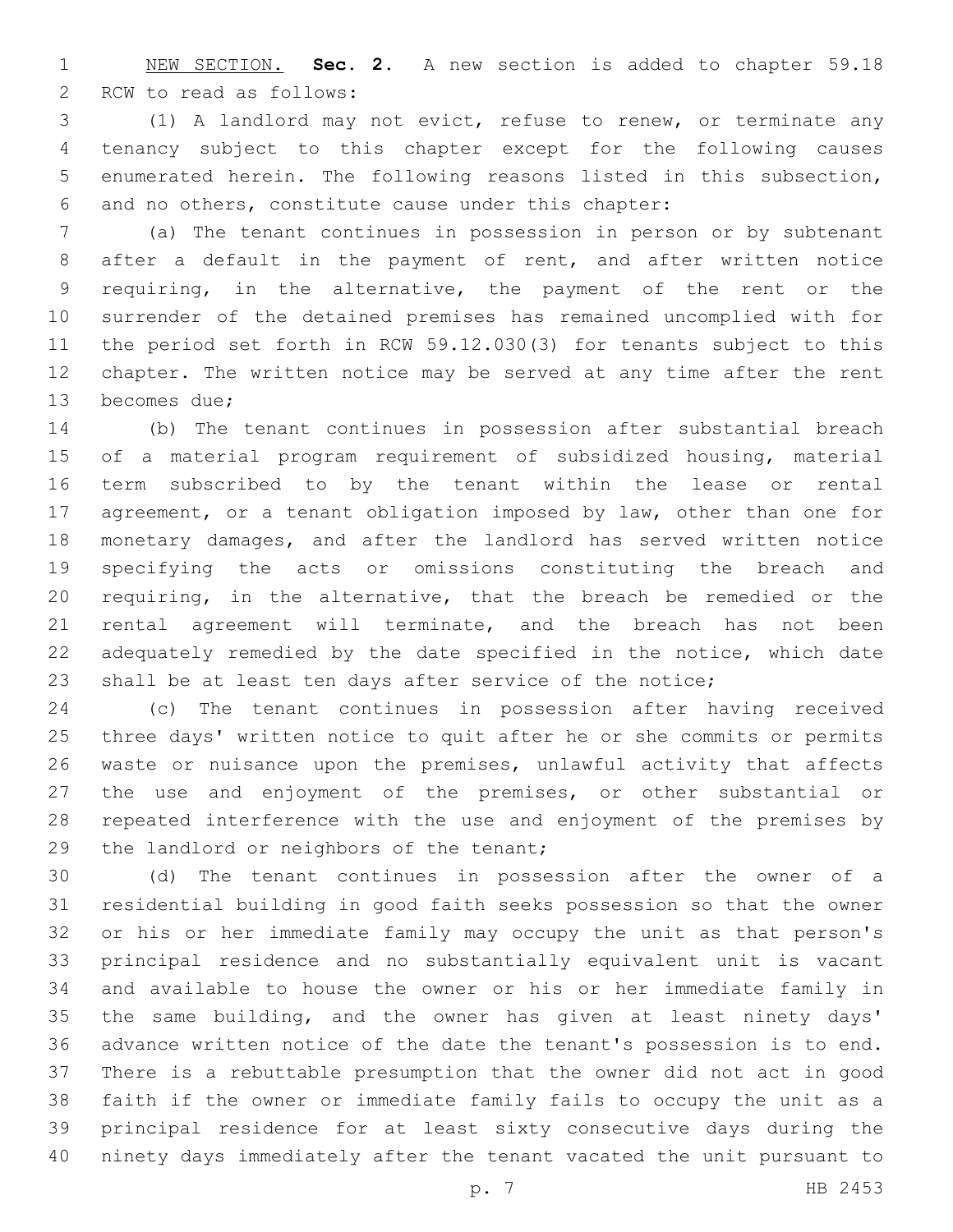<u>NEW SECTION.</u> **Sec. 2.** A new section is added to chapter 59.18 RCW to read as follows:

(1) A landlord may not evict, refuse to renew, or terminate any tenancy subject to this chapter except for the following causes enumerated herein. The following reasons listed in this subsection, and no others, constitute cause under this chapter:

(a) The tenant continues in possession in person or by subtenant after a default in the payment of rent, and after written notice requiring, in the alternative, the payment of the rent or the surrender of the detained premises has remained uncomplied with for the period set forth in RCW 59.12.030(3) for tenants subject to this chapter. The written notice may be served at any time after the rent becomes due;

(b) The tenant continues in possession after substantial breach of a material program requirement of subsidized housing, material term subscribed to by the tenant within the lease or rental agreement, or a tenant obligation imposed by law, other than one for monetary damages, and after the landlord has served written notice specifying the acts or omissions constituting the breach and requiring, in the alternative, that the breach be remedied or the rental agreement will terminate, and the breach has not been adequately remedied by the date specified in the notice, which date shall be at least ten days after service of the notice;

(c) The tenant continues in possession after having received three days' written notice to quit after he or she commits or permits waste or nuisance upon the premises, unlawful activity that affects the use and enjoyment of the premises, or other substantial or repeated interference with the use and enjoyment of the premises by the landlord or neighbors of the tenant;

(d) The tenant continues in possession after the owner of a residential building in good faith seeks possession so that the owner or his or her immediate family may occupy the unit as that person's principal residence and no substantially equivalent unit is vacant and available to house the owner or his or her immediate family in the same building, and the owner has given at least ninety days' advance written notice of the date the tenant's possession is to end. There is a rebuttable presumption that the owner did not act in good faith if the owner or immediate family fails to occupy the unit as a principal residence for at least sixty consecutive days during the ninety days immediately after the tenant vacated the unit pursuant to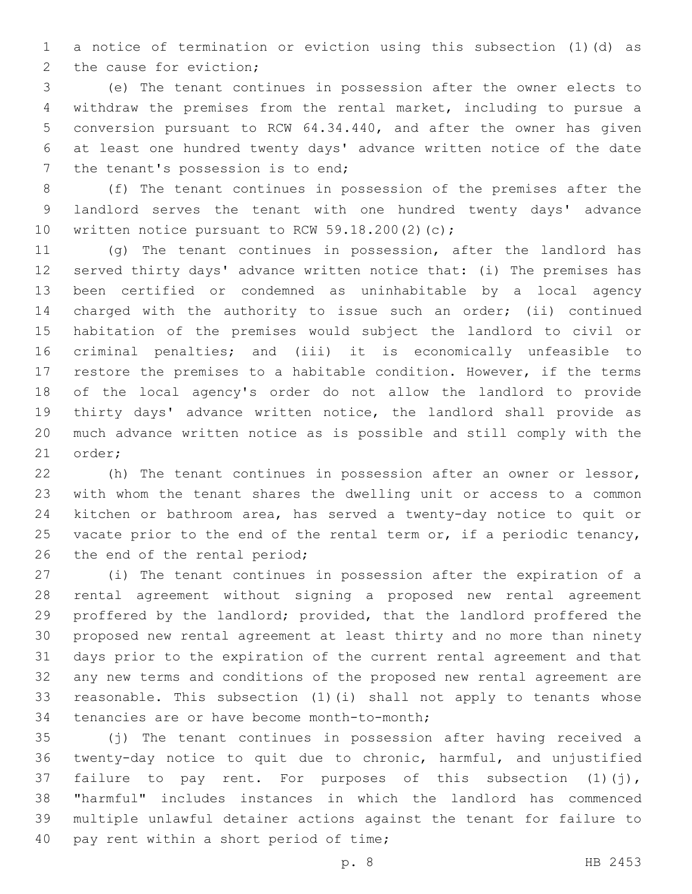a notice of termination or eviction using this subsection (1)(d) as the cause for eviction;

(e) The tenant continues in possession after the owner elects to withdraw the premises from the rental market, including to pursue a conversion pursuant to RCW 64.34.440, and after the owner has given at least one hundred twenty days' advance written notice of the date the tenant's possession is to end;

(f) The tenant continues in possession of the premises after the landlord serves the tenant with one hundred twenty days' advance written notice pursuant to RCW 59.18.200(2)(c);

(g) The tenant continues in possession, after the landlord has served thirty days' advance written notice that: (i) The premises has been certified or condemned as uninhabitable by a local agency charged with the authority to issue such an order; (ii) continued habitation of the premises would subject the landlord to civil or criminal penalties; and (iii) it is economically unfeasible to restore the premises to a habitable condition. However, if the terms of the local agency's order do not allow the landlord to provide thirty days' advance written notice, the landlord shall provide as much advance written notice as is possible and still comply with the order;

(h) The tenant continues in possession after an owner or lessor, with whom the tenant shares the dwelling unit or access to a common kitchen or bathroom area, has served a twenty-day notice to quit or vacate prior to the end of the rental term or, if a periodic tenancy, the end of the rental period;

(i) The tenant continues in possession after the expiration of a rental agreement without signing a proposed new rental agreement proffered by the landlord; provided, that the landlord proffered the proposed new rental agreement at least thirty and no more than ninety days prior to the expiration of the current rental agreement and that any new terms and conditions of the proposed new rental agreement are reasonable. This subsection (1)(i) shall not apply to tenants whose tenancies are or have become month-to-month;

(j) The tenant continues in possession after having received a twenty-day notice to quit due to chronic, harmful, and unjustified failure to pay rent. For purposes of this subsection (1)(j), "harmful" includes instances in which the landlord has commenced multiple unlawful detainer actions against the tenant for failure to pay rent within a short period of time;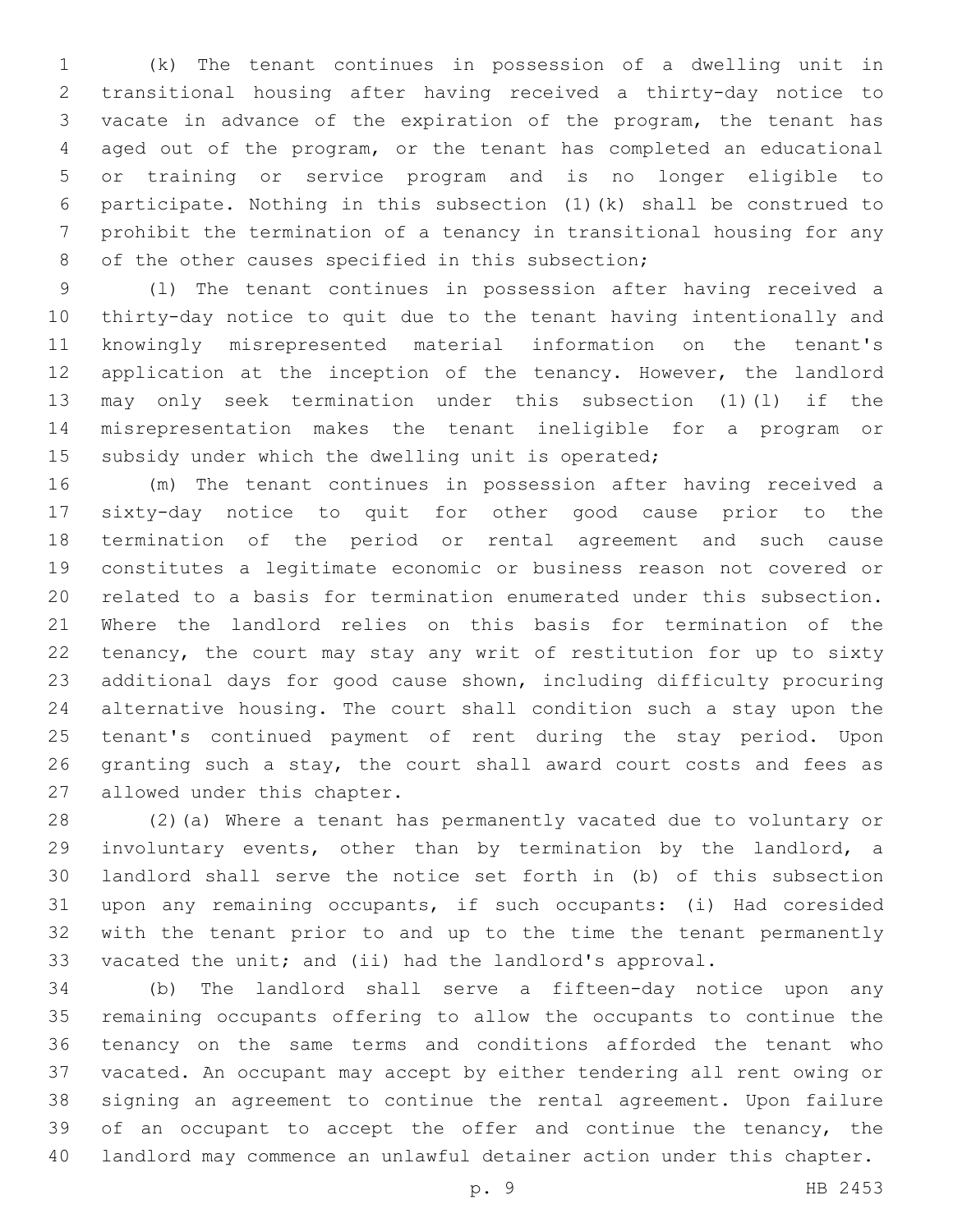(k) The tenant continues in possession of a dwelling unit in transitional housing after having received a thirty-day notice to vacate in advance of the expiration of the program, the tenant has aged out of the program, or the tenant has completed an educational or training or service program and is no longer eligible to participate. Nothing in this subsection (1)(k) shall be construed to prohibit the termination of a tenancy in transitional housing for any of the other causes specified in this subsection;

(l) The tenant continues in possession after having received a thirty-day notice to quit due to the tenant having intentionally and knowingly misrepresented material information on the tenant's application at the inception of the tenancy. However, the landlord may only seek termination under this subsection (1)(l) if the misrepresentation makes the tenant ineligible for a program or subsidy under which the dwelling unit is operated;

(m) The tenant continues in possession after having received a sixty-day notice to quit for other good cause prior to the termination of the period or rental agreement and such cause constitutes a legitimate economic or business reason not covered or related to a basis for termination enumerated under this subsection. Where the landlord relies on this basis for termination of the tenancy, the court may stay any writ of restitution for up to sixty additional days for good cause shown, including difficulty procuring alternative housing. The court shall condition such a stay upon the tenant's continued payment of rent during the stay period. Upon granting such a stay, the court shall award court costs and fees as allowed under this chapter.

(2)(a) Where a tenant has permanently vacated due to voluntary or involuntary events, other than by termination by the landlord, a landlord shall serve the notice set forth in (b) of this subsection upon any remaining occupants, if such occupants: (i) Had coresided with the tenant prior to and up to the time the tenant permanently vacated the unit; and (ii) had the landlord's approval.

(b) The landlord shall serve a fifteen-day notice upon any remaining occupants offering to allow the occupants to continue the tenancy on the same terms and conditions afforded the tenant who vacated. An occupant may accept by either tendering all rent owing or signing an agreement to continue the rental agreement. Upon failure of an occupant to accept the offer and continue the tenancy, the landlord may commence an unlawful detainer action under this chapter.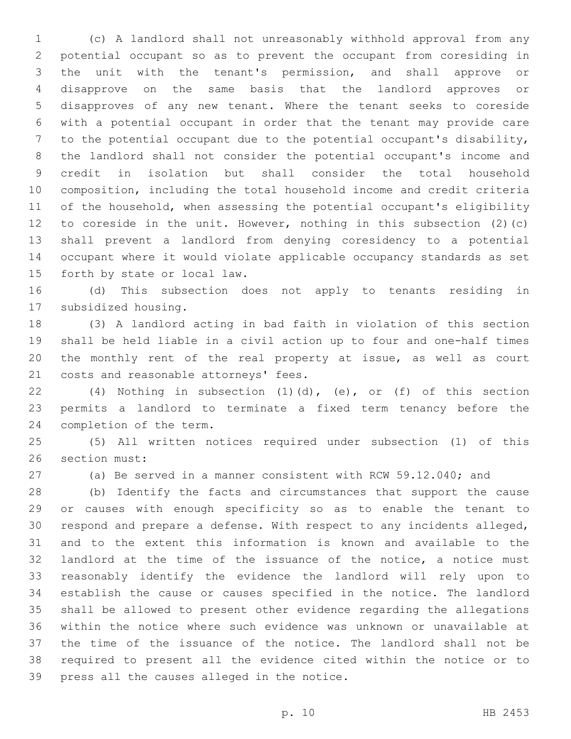(c) A landlord shall not unreasonably withhold approval from any potential occupant so as to prevent the occupant from coresiding in the unit with the tenant's permission, and shall approve or disapprove on the same basis that the landlord approves or disapproves of any new tenant. Where the tenant seeks to coreside with a potential occupant in order that the tenant may provide care to the potential occupant due to the potential occupant's disability, the landlord shall not consider the potential occupant's income and credit in isolation but shall consider the total household composition, including the total household income and credit criteria of the household, when assessing the potential occupant's eligibility to coreside in the unit. However, nothing in this subsection (2)(c) shall prevent a landlord from denying coresidency to a potential occupant where it would violate applicable occupancy standards as set forth by state or local law.

(d) This subsection does not apply to tenants residing in subsidized housing.

(3) A landlord acting in bad faith in violation of this section shall be held liable in a civil action up to four and one-half times the monthly rent of the real property at issue, as well as court costs and reasonable attorneys' fees.

(4) Nothing in subsection (1)(d), (e), or (f) of this section permits a landlord to terminate a fixed term tenancy before the completion of the term.

(5) All written notices required under subsection (1) of this section must:

(a) Be served in a manner consistent with RCW 59.12.040; and

(b) Identify the facts and circumstances that support the cause or causes with enough specificity so as to enable the tenant to respond and prepare a defense. With respect to any incidents alleged, and to the extent this information is known and available to the landlord at the time of the issuance of the notice, a notice must reasonably identify the evidence the landlord will rely upon to establish the cause or causes specified in the notice. The landlord shall be allowed to present other evidence regarding the allegations within the notice where such evidence was unknown or unavailable at the time of the issuance of the notice. The landlord shall not be required to present all the evidence cited within the notice or to press all the causes alleged in the notice.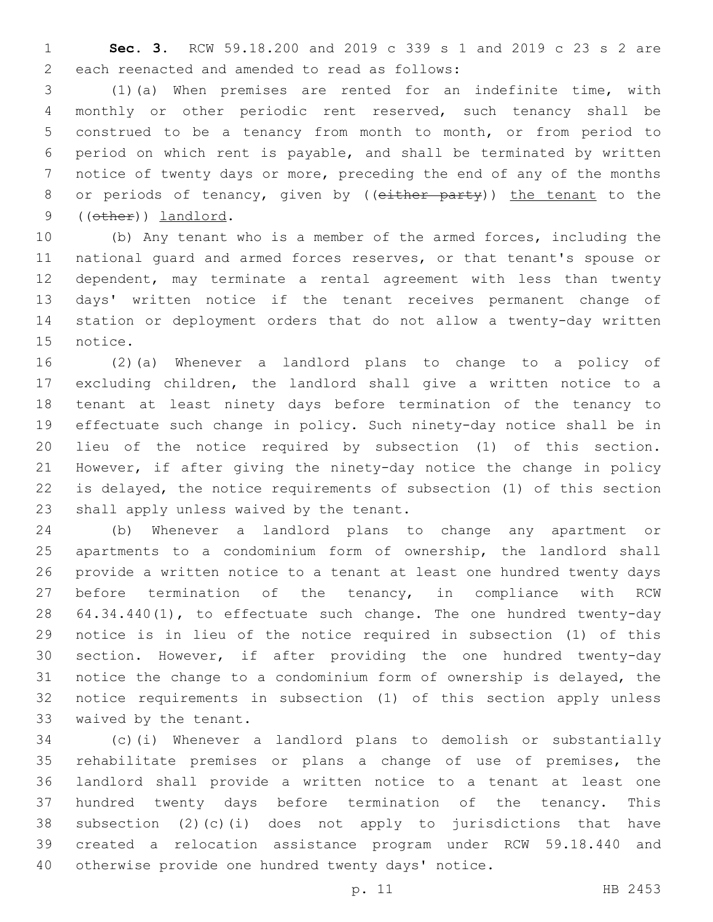**Sec. 3.** RCW 59.18.200 and 2019 c 339 s 1 and 2019 c 23 s 2 are each reenacted and amended to read as follows:

(1)(a) When premises are rented for an indefinite time, with monthly or other periodic rent reserved, such tenancy shall be construed to be a tenancy from month to month, or from period to period on which rent is payable, and shall be terminated by written notice of twenty days or more, preceding the end of any of the months or periods of tenancy, given by ((~~either party~~)) the tenant to the ((~~other~~)) landlord.

(b) Any tenant who is a member of the armed forces, including the national guard and armed forces reserves, or that tenant's spouse or dependent, may terminate a rental agreement with less than twenty days' written notice if the tenant receives permanent change of station or deployment orders that do not allow a twenty-day written notice.

(2)(a) Whenever a landlord plans to change to a policy of excluding children, the landlord shall give a written notice to a tenant at least ninety days before termination of the tenancy to effectuate such change in policy. Such ninety-day notice shall be in lieu of the notice required by subsection (1) of this section. However, if after giving the ninety-day notice the change in policy is delayed, the notice requirements of subsection (1) of this section shall apply unless waived by the tenant.

(b) Whenever a landlord plans to change any apartment or apartments to a condominium form of ownership, the landlord shall provide a written notice to a tenant at least one hundred twenty days before termination of the tenancy, in compliance with RCW 64.34.440(1), to effectuate such change. The one hundred twenty-day notice is in lieu of the notice required in subsection (1) of this section. However, if after providing the one hundred twenty-day notice the change to a condominium form of ownership is delayed, the notice requirements in subsection (1) of this section apply unless waived by the tenant.

(c)(i) Whenever a landlord plans to demolish or substantially rehabilitate premises or plans a change of use of premises, the landlord shall provide a written notice to a tenant at least one hundred twenty days before termination of the tenancy. This subsection (2)(c)(i) does not apply to jurisdictions that have created a relocation assistance program under RCW 59.18.440 and otherwise provide one hundred twenty days' notice.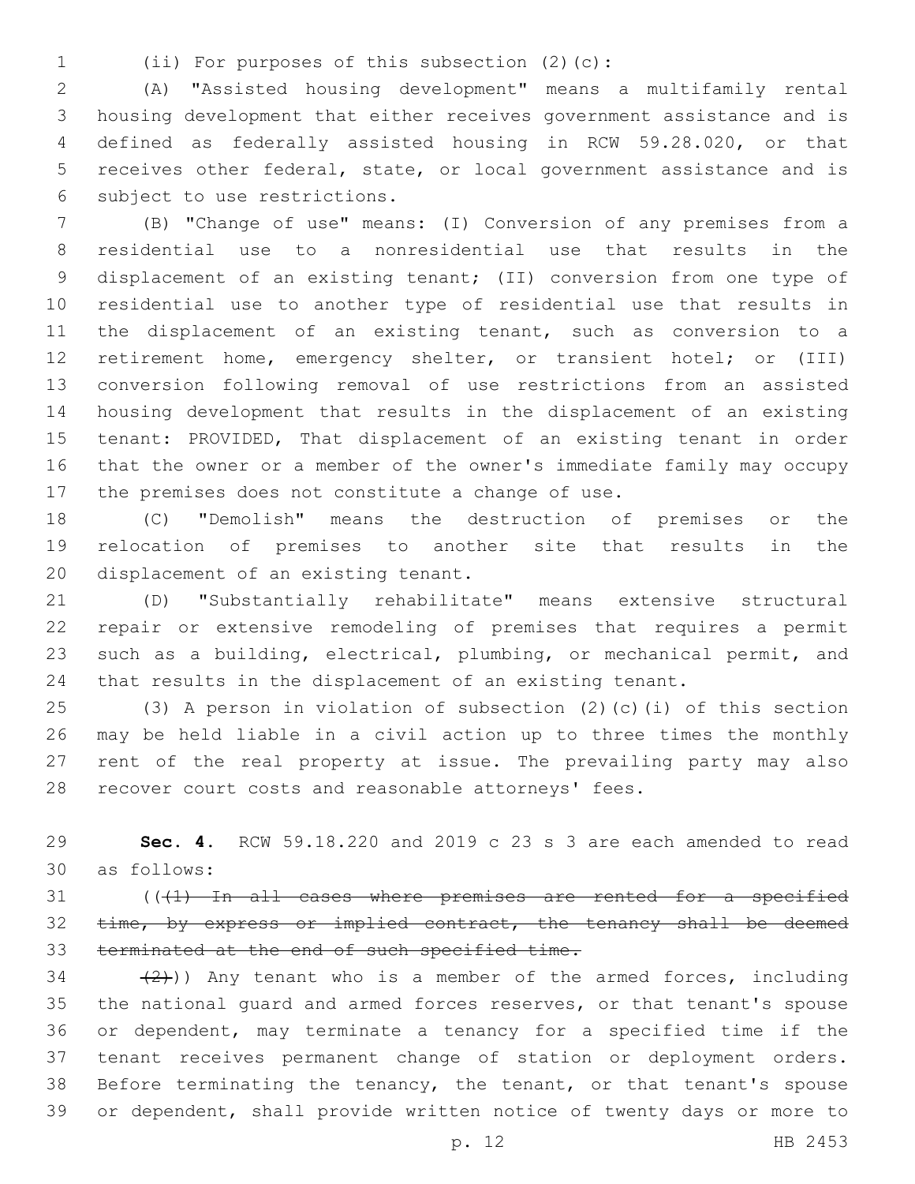(ii) For purposes of this subsection (2)(c):

(A) "Assisted housing development" means a multifamily rental housing development that either receives government assistance and is defined as federally assisted housing in RCW 59.28.020, or that receives other federal, state, or local government assistance and is subject to use restrictions.

(B) "Change of use" means: (I) Conversion of any premises from a residential use to a nonresidential use that results in the displacement of an existing tenant; (II) conversion from one type of residential use to another type of residential use that results in the displacement of an existing tenant, such as conversion to a retirement home, emergency shelter, or transient hotel; or (III) conversion following removal of use restrictions from an assisted housing development that results in the displacement of an existing tenant: PROVIDED, That displacement of an existing tenant in order that the owner or a member of the owner's immediate family may occupy the premises does not constitute a change of use.

(C) "Demolish" means the destruction of premises or the relocation of premises to another site that results in the displacement of an existing tenant.

(D) "Substantially rehabilitate" means extensive structural repair or extensive remodeling of premises that requires a permit such as a building, electrical, plumbing, or mechanical permit, and that results in the displacement of an existing tenant.

(3) A person in violation of subsection (2)(c)(i) of this section may be held liable in a civil action up to three times the monthly rent of the real property at issue. The prevailing party may also recover court costs and reasonable attorneys' fees.

**Sec. 4.** RCW 59.18.220 and 2019 c 23 s 3 are each amended to read as follows:

((~~(1) In all cases where premises are rented for a specified time, by express or implied contract, the tenancy shall be deemed terminated at the end of such specified time.~~

~~(2)~~)) Any tenant who is a member of the armed forces, including the national guard and armed forces reserves, or that tenant's spouse or dependent, may terminate a tenancy for a specified time if the tenant receives permanent change of station or deployment orders. Before terminating the tenancy, the tenant, or that tenant's spouse or dependent, shall provide written notice of twenty days or more to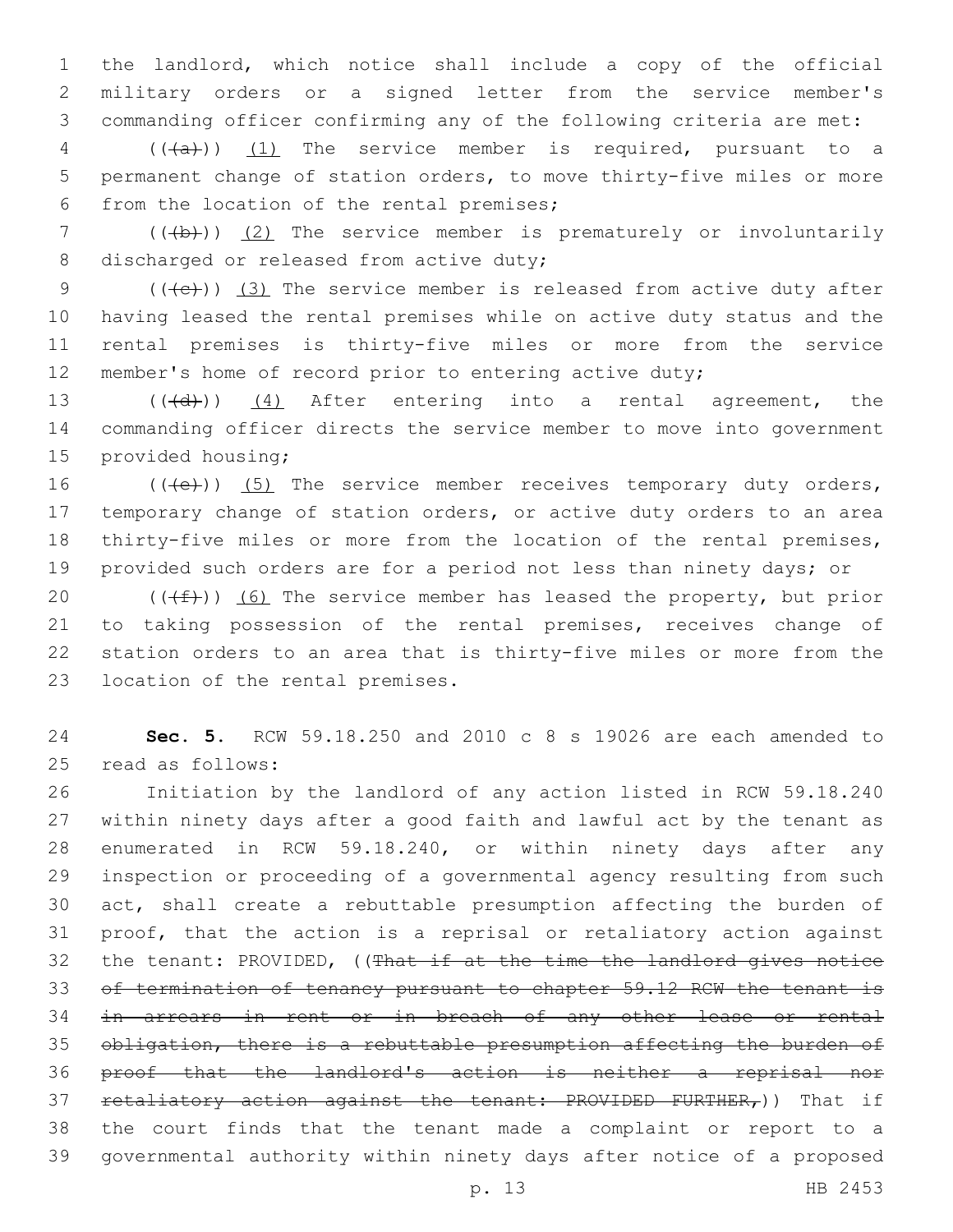the landlord, which notice shall include a copy of the official military orders or a signed letter from the service member's commanding officer confirming any of the following criteria are met:

((~~(a)~~)) <u>(1)</u> The service member is required, pursuant to a permanent change of station orders, to move thirty-five miles or more from the location of the rental premises;

((~~(b)~~)) <u>(2)</u> The service member is prematurely or involuntarily discharged or released from active duty;

((~~(c)~~)) <u>(3)</u> The service member is released from active duty after having leased the rental premises while on active duty status and the rental premises is thirty-five miles or more from the service member's home of record prior to entering active duty;

((~~(d)~~)) <u>(4)</u> After entering into a rental agreement, the commanding officer directs the service member to move into government provided housing;

((~~(e)~~)) <u>(5)</u> The service member receives temporary duty orders, temporary change of station orders, or active duty orders to an area thirty-five miles or more from the location of the rental premises, provided such orders are for a period not less than ninety days; or

((~~(f)~~)) <u>(6)</u> The service member has leased the property, but prior to taking possession of the rental premises, receives change of station orders to an area that is thirty-five miles or more from the location of the rental premises.

**Sec. 5.** RCW 59.18.250 and 2010 c 8 s 19026 are each amended to read as follows:

Initiation by the landlord of any action listed in RCW 59.18.240 within ninety days after a good faith and lawful act by the tenant as enumerated in RCW 59.18.240, or within ninety days after any inspection or proceeding of a governmental agency resulting from such act, shall create a rebuttable presumption affecting the burden of proof, that the action is a reprisal or retaliatory action against the tenant: PROVIDED, ((~~That if at the time the landlord gives notice of termination of tenancy pursuant to chapter 59.12 RCW the tenant is in arrears in rent or in breach of any other lease or rental obligation, there is a rebuttable presumption affecting the burden of proof that the landlord's action is neither a reprisal nor retaliatory action against the tenant: PROVIDED FURTHER,~~)) That if the court finds that the tenant made a complaint or report to a governmental authority within ninety days after notice of a proposed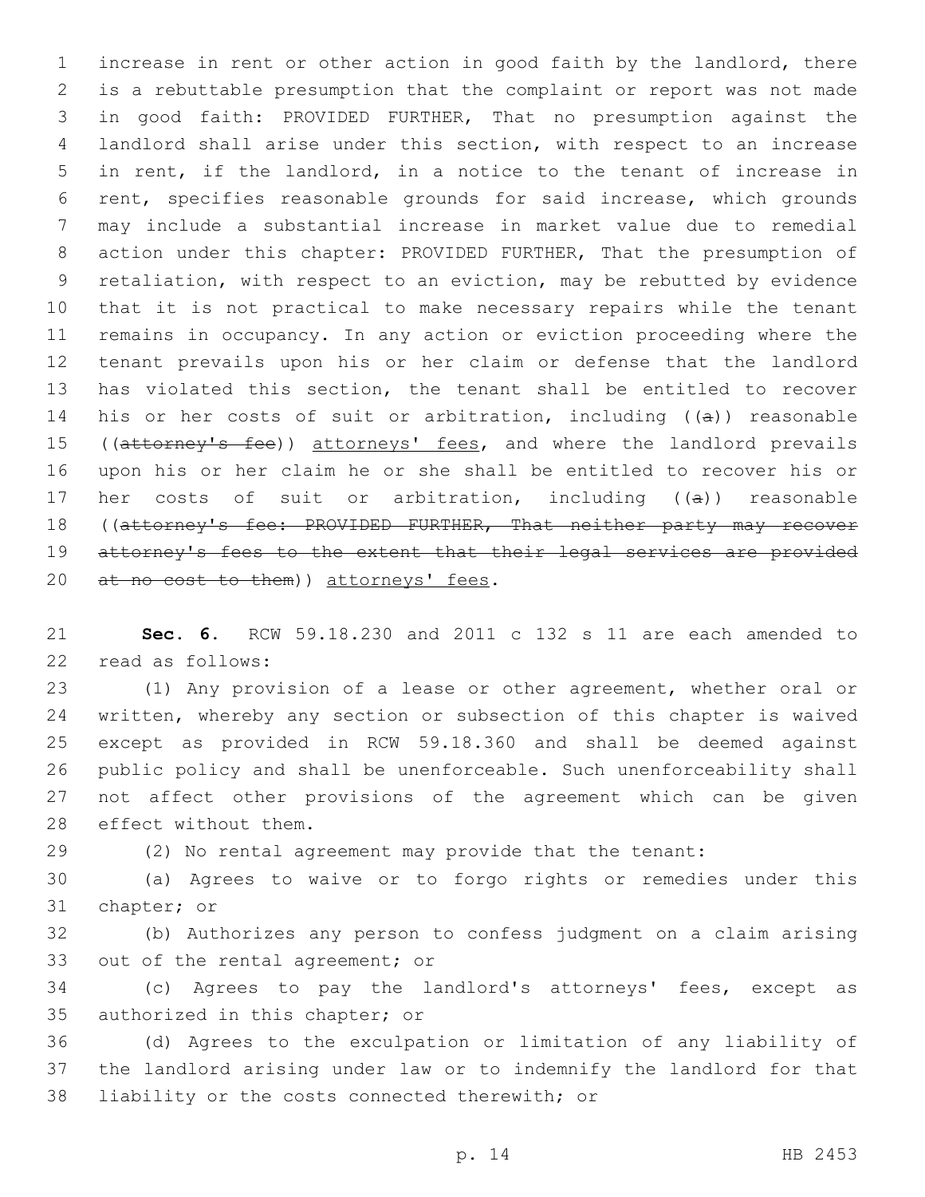increase in rent or other action in good faith by the landlord, there is a rebuttable presumption that the complaint or report was not made in good faith: PROVIDED FURTHER, That no presumption against the landlord shall arise under this section, with respect to an increase in rent, if the landlord, in a notice to the tenant of increase in rent, specifies reasonable grounds for said increase, which grounds may include a substantial increase in market value due to remedial action under this chapter: PROVIDED FURTHER, That the presumption of retaliation, with respect to an eviction, may be rebutted by evidence that it is not practical to make necessary repairs while the tenant remains in occupancy. In any action or eviction proceeding where the tenant prevails upon his or her claim or defense that the landlord has violated this section, the tenant shall be entitled to recover his or her costs of suit or arbitration, including ((~~a~~)) reasonable ((~~attorney's fee~~)) <u>attorneys' fees</u>, and where the landlord prevails upon his or her claim he or she shall be entitled to recover his or her costs of suit or arbitration, including ((~~a~~)) reasonable ((~~attorney's fee: PROVIDED FURTHER, That neither party may recover attorney's fees to the extent that their legal services are provided at no cost to them~~)) <u>attorneys' fees</u>.

**Sec. 6.** RCW 59.18.230 and 2011 c 132 s 11 are each amended to read as follows:

(1) Any provision of a lease or other agreement, whether oral or written, whereby any section or subsection of this chapter is waived except as provided in RCW 59.18.360 and shall be deemed against public policy and shall be unenforceable. Such unenforceability shall not affect other provisions of the agreement which can be given effect without them.

(2) No rental agreement may provide that the tenant:

(a) Agrees to waive or to forgo rights or remedies under this chapter; or

(b) Authorizes any person to confess judgment on a claim arising out of the rental agreement; or

(c) Agrees to pay the landlord's attorneys' fees, except as authorized in this chapter; or

(d) Agrees to the exculpation or limitation of any liability of the landlord arising under law or to indemnify the landlord for that liability or the costs connected therewith; or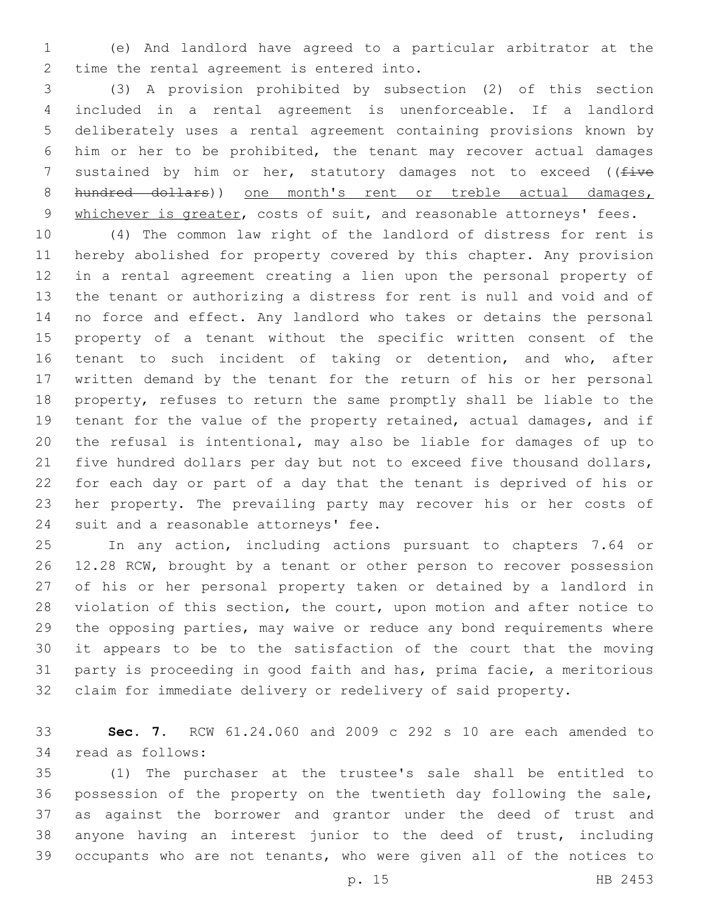(e) And landlord have agreed to a particular arbitrator at the time the rental agreement is entered into.

(3) A provision prohibited by subsection (2) of this section included in a rental agreement is unenforceable. If a landlord deliberately uses a rental agreement containing provisions known by him or her to be prohibited, the tenant may recover actual damages sustained by him or her, statutory damages not to exceed ((~~five hundred dollars~~)) <u>one month's rent or treble actual damages, whichever is greater</u>, costs of suit, and reasonable attorneys' fees.

(4) The common law right of the landlord of distress for rent is hereby abolished for property covered by this chapter. Any provision in a rental agreement creating a lien upon the personal property of the tenant or authorizing a distress for rent is null and void and of no force and effect. Any landlord who takes or detains the personal property of a tenant without the specific written consent of the tenant to such incident of taking or detention, and who, after written demand by the tenant for the return of his or her personal property, refuses to return the same promptly shall be liable to the tenant for the value of the property retained, actual damages, and if the refusal is intentional, may also be liable for damages of up to five hundred dollars per day but not to exceed five thousand dollars, for each day or part of a day that the tenant is deprived of his or her property. The prevailing party may recover his or her costs of suit and a reasonable attorneys' fee.

In any action, including actions pursuant to chapters 7.64 or 12.28 RCW, brought by a tenant or other person to recover possession of his or her personal property taken or detained by a landlord in violation of this section, the court, upon motion and after notice to the opposing parties, may waive or reduce any bond requirements where it appears to be to the satisfaction of the court that the moving party is proceeding in good faith and has, prima facie, a meritorious claim for immediate delivery or redelivery of said property.

**Sec. 7.** RCW 61.24.060 and 2009 c 292 s 10 are each amended to read as follows:

(1) The purchaser at the trustee's sale shall be entitled to possession of the property on the twentieth day following the sale, as against the borrower and grantor under the deed of trust and anyone having an interest junior to the deed of trust, including occupants who are not tenants, who were given all of the notices to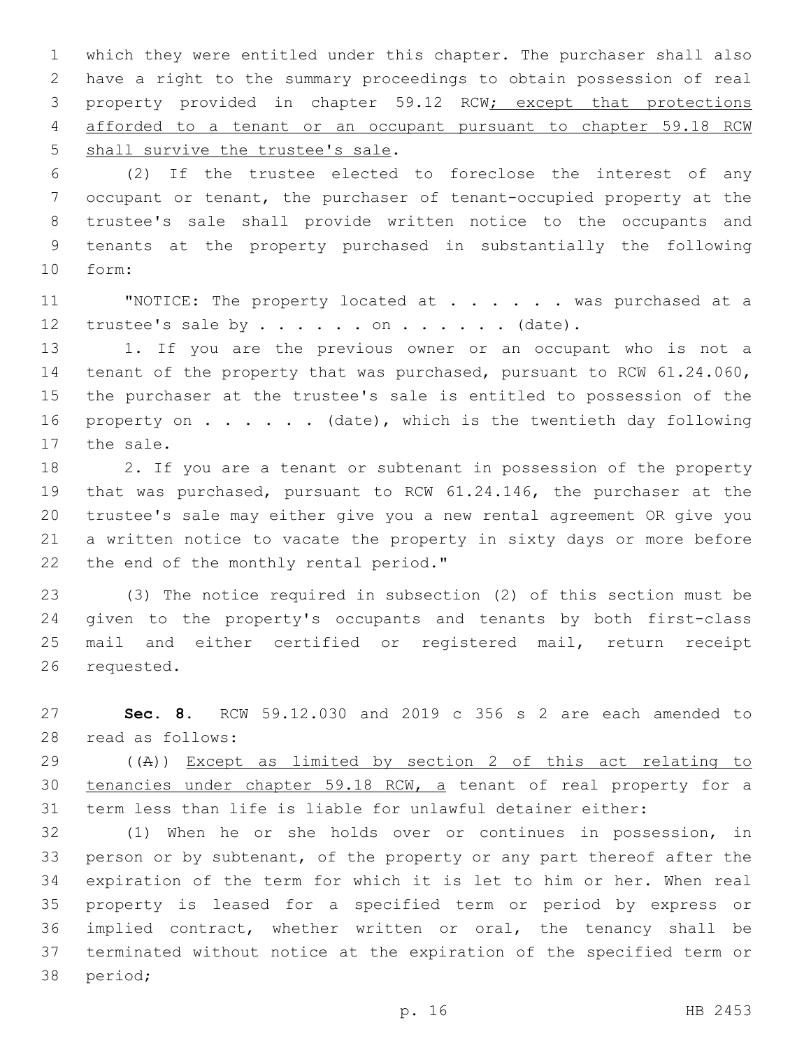which they were entitled under this chapter. The purchaser shall also have a right to the summary proceedings to obtain possession of real property provided in chapter 59.12 RCW<u>; except that protections afforded to a tenant or an occupant pursuant to chapter 59.18 RCW shall survive the trustee's sale</u>.

(2) If the trustee elected to foreclose the interest of any occupant or tenant, the purchaser of tenant-occupied property at the trustee's sale shall provide written notice to the occupants and tenants at the property purchased in substantially the following form:

"NOTICE: The property located at . . . . . . was purchased at a trustee's sale by . . . . . . on . . . . . . (date).

1. If you are the previous owner or an occupant who is not a tenant of the property that was purchased, pursuant to RCW 61.24.060, the purchaser at the trustee's sale is entitled to possession of the property on . . . . . . (date), which is the twentieth day following the sale.

2. If you are a tenant or subtenant in possession of the property that was purchased, pursuant to RCW 61.24.146, the purchaser at the trustee's sale may either give you a new rental agreement OR give you a written notice to vacate the property in sixty days or more before the end of the monthly rental period."

(3) The notice required in subsection (2) of this section must be given to the property's occupants and tenants by both first-class mail and either certified or registered mail, return receipt requested.

**Sec. 8.** RCW 59.12.030 and 2019 c 356 s 2 are each amended to read as follows:

((A)) <u>Except as limited by section 2 of this act relating to tenancies under chapter 59.18 RCW, a</u> tenant of real property for a term less than life is liable for unlawful detainer either:

(1) When he or she holds over or continues in possession, in person or by subtenant, of the property or any part thereof after the expiration of the term for which it is let to him or her. When real property is leased for a specified term or period by express or implied contract, whether written or oral, the tenancy shall be terminated without notice at the expiration of the specified term or period;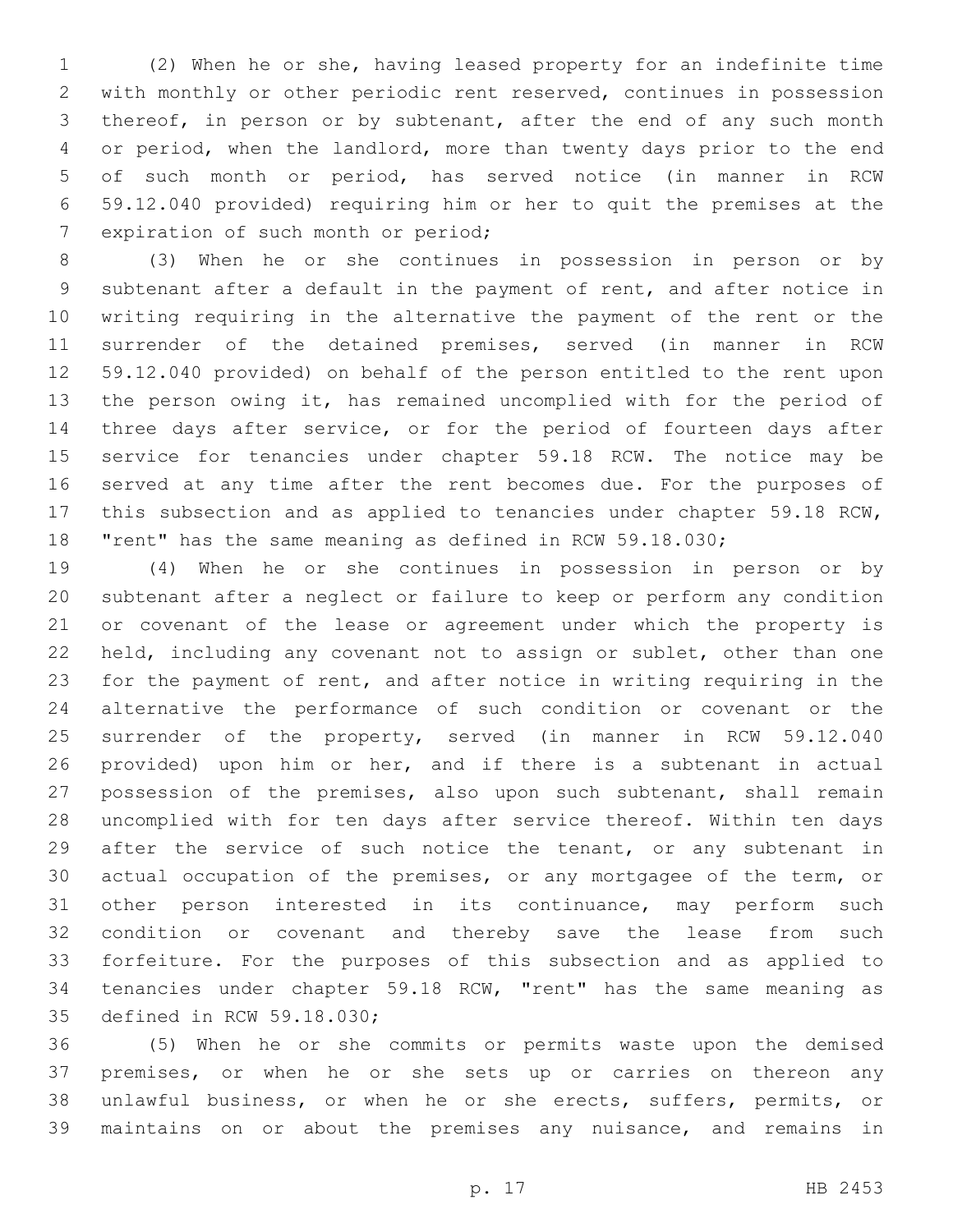(2) When he or she, having leased property for an indefinite time with monthly or other periodic rent reserved, continues in possession thereof, in person or by subtenant, after the end of any such month or period, when the landlord, more than twenty days prior to the end of such month or period, has served notice (in manner in RCW 59.12.040 provided) requiring him or her to quit the premises at the expiration of such month or period;

(3) When he or she continues in possession in person or by subtenant after a default in the payment of rent, and after notice in writing requiring in the alternative the payment of the rent or the surrender of the detained premises, served (in manner in RCW 59.12.040 provided) on behalf of the person entitled to the rent upon the person owing it, has remained uncomplied with for the period of three days after service, or for the period of fourteen days after service for tenancies under chapter 59.18 RCW. The notice may be served at any time after the rent becomes due. For the purposes of this subsection and as applied to tenancies under chapter 59.18 RCW, "rent" has the same meaning as defined in RCW 59.18.030;

(4) When he or she continues in possession in person or by subtenant after a neglect or failure to keep or perform any condition or covenant of the lease or agreement under which the property is held, including any covenant not to assign or sublet, other than one for the payment of rent, and after notice in writing requiring in the alternative the performance of such condition or covenant or the surrender of the property, served (in manner in RCW 59.12.040 provided) upon him or her, and if there is a subtenant in actual possession of the premises, also upon such subtenant, shall remain uncomplied with for ten days after service thereof. Within ten days after the service of such notice the tenant, or any subtenant in actual occupation of the premises, or any mortgagee of the term, or other person interested in its continuance, may perform such condition or covenant and thereby save the lease from such forfeiture. For the purposes of this subsection and as applied to tenancies under chapter 59.18 RCW, "rent" has the same meaning as defined in RCW 59.18.030;

(5) When he or she commits or permits waste upon the demised premises, or when he or she sets up or carries on thereon any unlawful business, or when he or she erects, suffers, permits, or maintains on or about the premises any nuisance, and remains in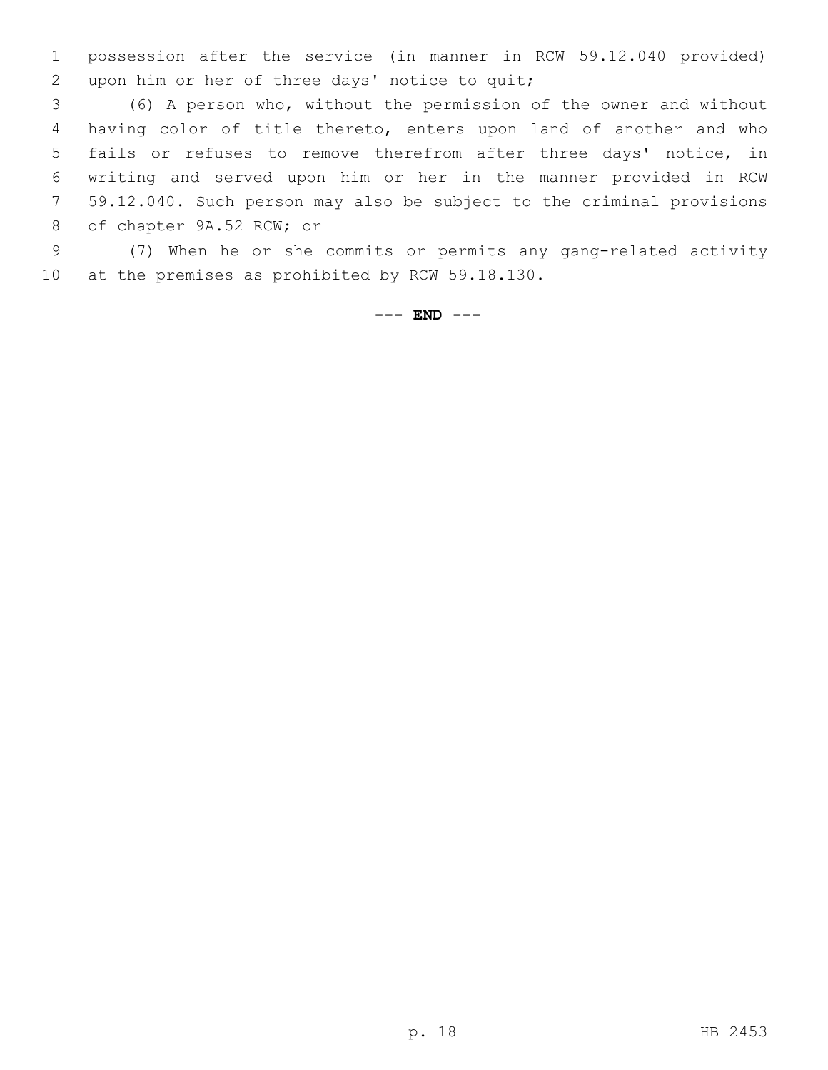possession after the service (in manner in RCW 59.12.040 provided) upon him or her of three days' notice to quit;

(6) A person who, without the permission of the owner and without having color of title thereto, enters upon land of another and who fails or refuses to remove therefrom after three days' notice, in writing and served upon him or her in the manner provided in RCW 59.12.040. Such person may also be subject to the criminal provisions of chapter 9A.52 RCW; or

(7) When he or she commits or permits any gang-related activity at the premises as prohibited by RCW 59.18.130.

**--- END ---**